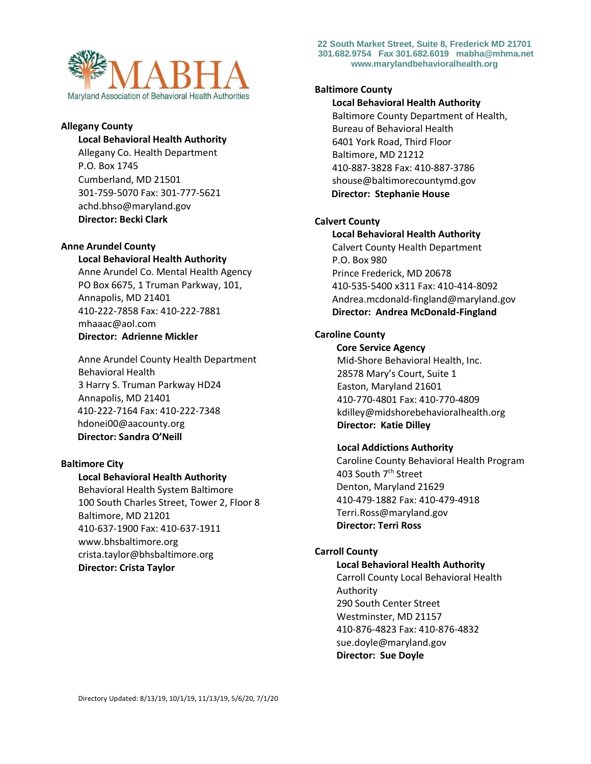Maryland Association of Behavioral Health Authorities (MABHA)

22 South Market Street, Suite 8, Frederick MD 21701
301.682.9754 Fax 301.682.6019 mabha@mhma.net
www.marylandbehavioralhealth.org

**Allegany County**

**Local Behavioral Health Authority**
Allegany Co. Health Department
P.O. Box 1745
Cumberland, MD 21501
301-759-5070 Fax: 301-777-5621
achd.bhso@maryland.gov
**Director: Becki Clark**

**Anne Arundel County**

**Local Behavioral Health Authority**
Anne Arundel Co. Mental Health Agency
PO Box 6675, 1 Truman Parkway, 101,
Annapolis, MD 21401
410-222-7858 Fax: 410-222-7881
mhaaac@aol.com
**Director: Adrienne Mickler**

Anne Arundel County Health Department
Behavioral Health
3 Harry S. Truman Parkway HD24
Annapolis, MD 21401
410-222-7164 Fax: 410-222-7348
hdonei00@aacounty.org
**Director: Sandra O'Neill**

**Baltimore City**

**Local Behavioral Health Authority**
Behavioral Health System Baltimore
100 South Charles Street, Tower 2, Floor 8
Baltimore, MD 21201
410-637-1900 Fax: 410-637-1911
www.bhsbaltimore.org
crista.taylor@bhsbaltimore.org
**Director: Crista Taylor**

**Baltimore County**

**Local Behavioral Health Authority**
Baltimore County Department of Health,
Bureau of Behavioral Health
6401 York Road, Third Floor
Baltimore, MD 21212
410-887-3828 Fax: 410-887-3786
shouse@baltimorecountymd.gov
**Director: Stephanie House**

**Calvert County**

**Local Behavioral Health Authority**
Calvert County Health Department
P.O. Box 980
Prince Frederick, MD 20678
410-535-5400 x311 Fax: 410-414-8092
Andrea.mcdonald-fingland@maryland.gov
**Director: Andrea McDonald-Fingland**

**Caroline County**

**Core Service Agency**
Mid-Shore Behavioral Health, Inc.
28578 Mary's Court, Suite 1
Easton, Maryland 21601
410-770-4801 Fax: 410-770-4809
kdilley@midshorebehavioralhealth.org
**Director: Katie Dilley**

**Local Addictions Authority**
Caroline County Behavioral Health Program
403 South 7th Street
Denton, Maryland 21629
410-479-1882 Fax: 410-479-4918
Terri.Ross@maryland.gov
**Director: Terri Ross**

**Carroll County**

**Local Behavioral Health Authority**
Carroll County Local Behavioral Health Authority
290 South Center Street
Westminster, MD 21157
410-876-4823 Fax: 410-876-4832
sue.doyle@maryland.gov
**Director: Sue Doyle**

Directory Updated: 8/13/19, 10/1/19, 11/13/19, 5/6/20, 7/1/20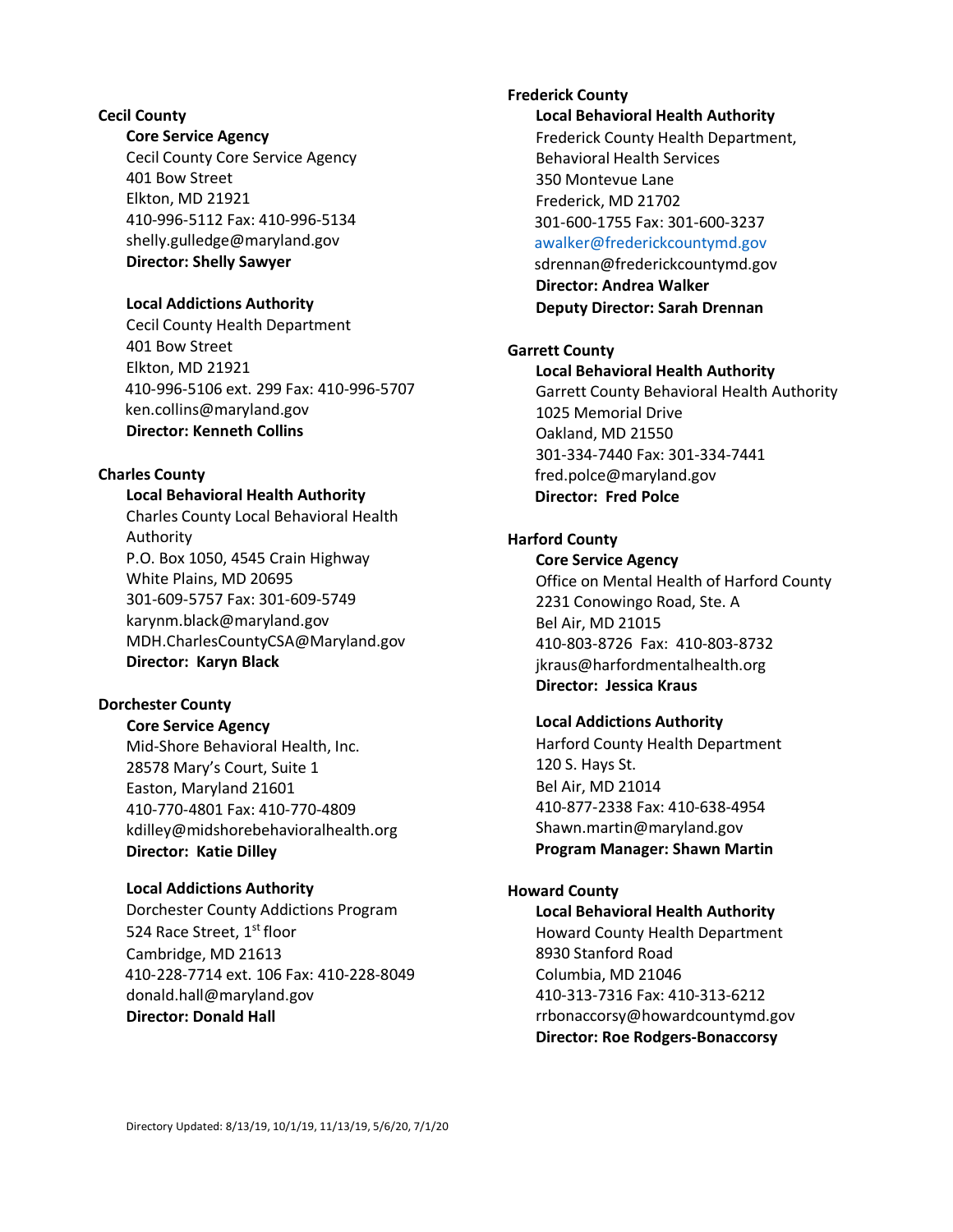## Cecil County

### Core Service Agency

Cecil County Core Service Agency
401 Bow Street
Elkton, MD 21921
410-996-5112 Fax: 410-996-5134
shelly.gulledge@maryland.gov
**Director: Shelly Sawyer**

### Local Addictions Authority

Cecil County Health Department
401 Bow Street
Elkton, MD 21921
410-996-5106 ext. 299 Fax: 410-996-5707
ken.collins@maryland.gov
**Director: Kenneth Collins**

## Charles County

### Local Behavioral Health Authority

Charles County Local Behavioral Health Authority
P.O. Box 1050, 4545 Crain Highway
White Plains, MD 20695
301-609-5757 Fax: 301-609-5749
karynm.black@maryland.gov
MDH.CharlesCountyCSA@Maryland.gov
**Director: Karyn Black**

## Dorchester County

### Core Service Agency

Mid-Shore Behavioral Health, Inc.
28578 Mary's Court, Suite 1
Easton, Maryland 21601
410-770-4801 Fax: 410-770-4809
kdilley@midshorebehavioralhealth.org
**Director: Katie Dilley**

### Local Addictions Authority

Dorchester County Addictions Program
524 Race Street, 1st floor
Cambridge, MD 21613
410-228-7714 ext. 106 Fax: 410-228-8049
donald.hall@maryland.gov
**Director: Donald Hall**

## Frederick County

### Local Behavioral Health Authority

Frederick County Health Department,
Behavioral Health Services
350 Montevue Lane
Frederick, MD 21702
301-600-1755 Fax: 301-600-3237
awalker@frederickcountymd.gov
sdrennan@frederickcountymd.gov
**Director: Andrea Walker**
**Deputy Director: Sarah Drennan**

## Garrett County

### Local Behavioral Health Authority

Garrett County Behavioral Health Authority
1025 Memorial Drive
Oakland, MD 21550
301-334-7440 Fax: 301-334-7441
fred.polce@maryland.gov
**Director: Fred Polce**

## Harford County

### Core Service Agency

Office on Mental Health of Harford County
2231 Conowingo Road, Ste. A
Bel Air, MD 21015
410-803-8726 Fax: 410-803-8732
jkraus@harfordmentalhealth.org
**Director: Jessica Kraus**

### Local Addictions Authority

Harford County Health Department
120 S. Hays St.
Bel Air, MD 21014
410-877-2338 Fax: 410-638-4954
Shawn.martin@maryland.gov
**Program Manager: Shawn Martin**

## Howard County

### Local Behavioral Health Authority

Howard County Health Department
8930 Stanford Road
Columbia, MD 21046
410-313-7316 Fax: 410-313-6212
rrbonaccorsy@howardcountymd.gov
**Director: Roe Rodgers-Bonaccorsy**

Directory Updated: 8/13/19, 10/1/19, 11/13/19, 5/6/20, 7/1/20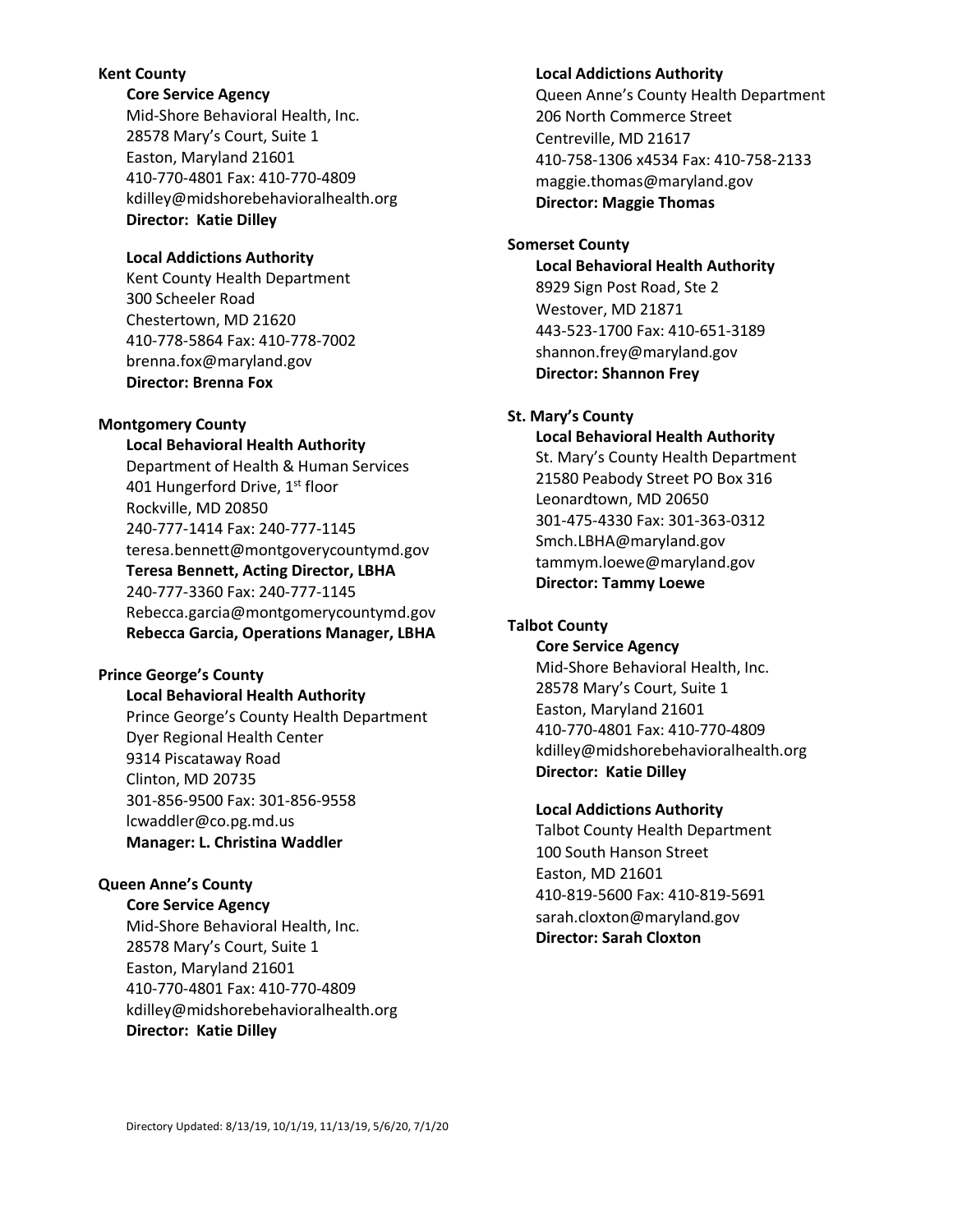**Kent County**

**Core Service Agency**
Mid-Shore Behavioral Health, Inc.
28578 Mary's Court, Suite 1
Easton, Maryland 21601
410-770-4801 Fax: 410-770-4809
kdilley@midshorebehavioralhealth.org
**Director: Katie Dilley**

**Local Addictions Authority**
Kent County Health Department
300 Scheeler Road
Chestertown, MD 21620
410-778-5864 Fax: 410-778-7002
brenna.fox@maryland.gov
**Director: Brenna Fox**

**Montgomery County**

**Local Behavioral Health Authority**
Department of Health & Human Services
401 Hungerford Drive, 1st floor
Rockville, MD 20850
240-777-1414 Fax: 240-777-1145
teresa.bennett@montgoverycountymd.gov
**Teresa Bennett, Acting Director, LBHA**
240-777-3360 Fax: 240-777-1145
Rebecca.garcia@montgomerycountymd.gov
**Rebecca Garcia, Operations Manager, LBHA**

**Prince George's County**

**Local Behavioral Health Authority**
Prince George's County Health Department
Dyer Regional Health Center
9314 Piscataway Road
Clinton, MD 20735
301-856-9500 Fax: 301-856-9558
lcwaddler@co.pg.md.us
**Manager: L. Christina Waddler**

**Queen Anne's County**

**Core Service Agency**
Mid-Shore Behavioral Health, Inc.
28578 Mary's Court, Suite 1
Easton, Maryland 21601
410-770-4801 Fax: 410-770-4809
kdilley@midshorebehavioralhealth.org
**Director: Katie Dilley**

**Local Addictions Authority**
Queen Anne's County Health Department
206 North Commerce Street
Centreville, MD 21617
410-758-1306 x4534 Fax: 410-758-2133
maggie.thomas@maryland.gov
**Director: Maggie Thomas**

**Somerset County**

**Local Behavioral Health Authority**
8929 Sign Post Road, Ste 2
Westover, MD 21871
443-523-1700 Fax: 410-651-3189
shannon.frey@maryland.gov
**Director: Shannon Frey**

**St. Mary's County**

**Local Behavioral Health Authority**
St. Mary's County Health Department
21580 Peabody Street PO Box 316
Leonardtown, MD 20650
301-475-4330 Fax: 301-363-0312
Smch.LBHA@maryland.gov
tammym.loewe@maryland.gov
**Director: Tammy Loewe**

**Talbot County**

**Core Service Agency**
Mid-Shore Behavioral Health, Inc.
28578 Mary's Court, Suite 1
Easton, Maryland 21601
410-770-4801 Fax: 410-770-4809
kdilley@midshorebehavioralhealth.org
**Director: Katie Dilley**

**Local Addictions Authority**
Talbot County Health Department
100 South Hanson Street
Easton, MD 21601
410-819-5600 Fax: 410-819-5691
sarah.cloxton@maryland.gov
**Director: Sarah Cloxton**

Directory Updated: 8/13/19, 10/1/19, 11/13/19, 5/6/20, 7/1/20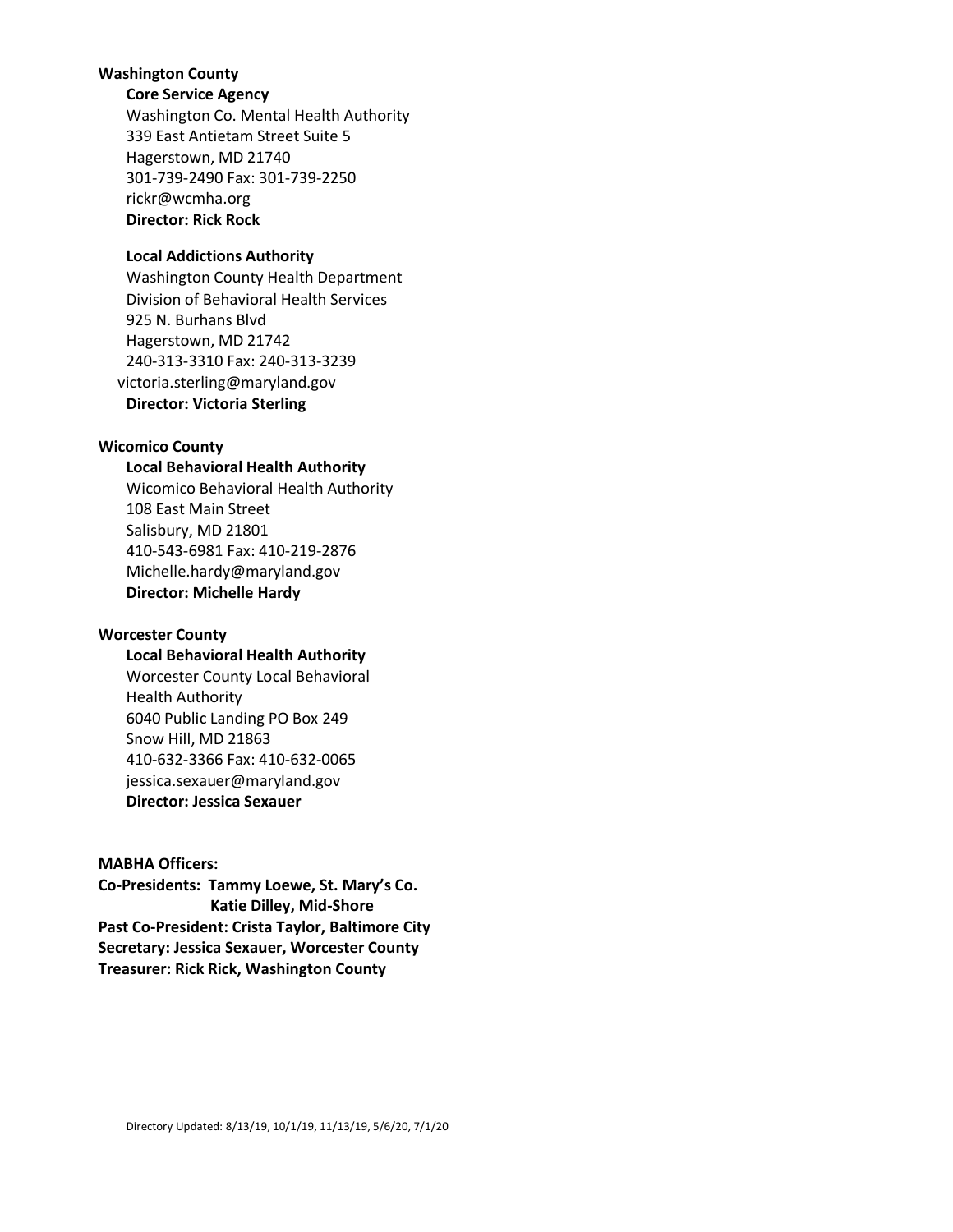**Washington County**

**Core Service Agency**
Washington Co. Mental Health Authority
339 East Antietam Street Suite 5
Hagerstown, MD 21740
301-739-2490 Fax: 301-739-2250
rickr@wcmha.org
**Director: Rick Rock**

**Local Addictions Authority**
Washington County Health Department
Division of Behavioral Health Services
925 N. Burhans Blvd
Hagerstown, MD 21742
240-313-3310 Fax: 240-313-3239
victoria.sterling@maryland.gov
**Director: Victoria Sterling**

**Wicomico County**

**Local Behavioral Health Authority**
Wicomico Behavioral Health Authority
108 East Main Street
Salisbury, MD 21801
410-543-6981 Fax: 410-219-2876
Michelle.hardy@maryland.gov
**Director: Michelle Hardy**

**Worcester County**

**Local Behavioral Health Authority**
Worcester County Local Behavioral
Health Authority
6040 Public Landing PO Box 249
Snow Hill, MD 21863
410-632-3366 Fax: 410-632-0065
jessica.sexauer@maryland.gov
**Director: Jessica Sexauer**

**MABHA Officers:**
**Co-Presidents: Tammy Loewe, St. Mary's Co.**
**Katie Dilley, Mid-Shore**
**Past Co-President: Crista Taylor, Baltimore City**
**Secretary: Jessica Sexauer, Worcester County**
**Treasurer: Rick Rick, Washington County**

Directory Updated: 8/13/19, 10/1/19, 11/13/19, 5/6/20, 7/1/20